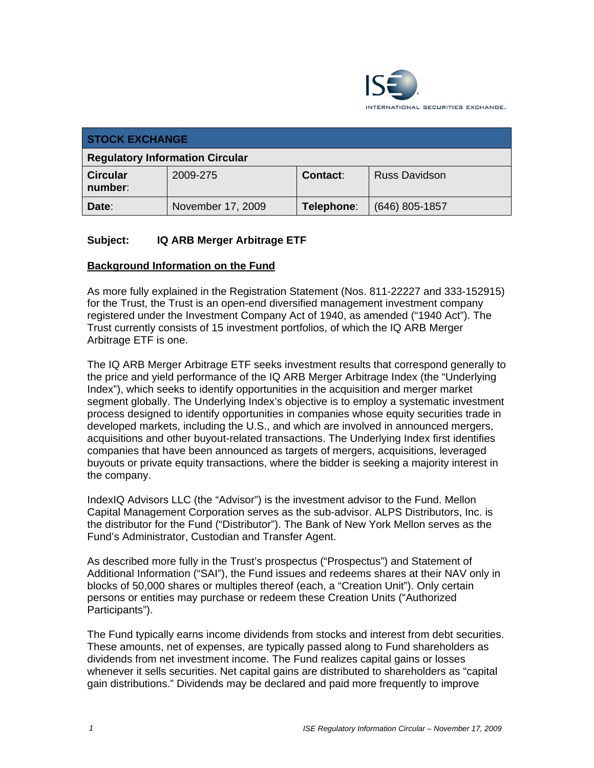| STOCK EXCHANGE | | | |
|---|---|---|---|
| **Regulatory Information Circular** | | | |
| **Circular number**: | 2009-275 | **Contact**: | Russ Davidson |
| **Date**: | November 17, 2009 | **Telephone**: | (646) 805-1857 |

**Subject: IQ ARB Merger Arbitrage ETF**

## Background Information on the Fund

As more fully explained in the Registration Statement (Nos. 811-22227 and 333-152915) for the Trust, the Trust is an open-end diversified management investment company registered under the Investment Company Act of 1940, as amended ("1940 Act"). The Trust currently consists of 15 investment portfolios, of which the IQ ARB Merger Arbitrage ETF is one.

The IQ ARB Merger Arbitrage ETF seeks investment results that correspond generally to the price and yield performance of the IQ ARB Merger Arbitrage Index (the "Underlying Index"), which seeks to identify opportunities in the acquisition and merger market segment globally. The Underlying Index's objective is to employ a systematic investment process designed to identify opportunities in companies whose equity securities trade in developed markets, including the U.S., and which are involved in announced mergers, acquisitions and other buyout-related transactions. The Underlying Index first identifies companies that have been announced as targets of mergers, acquisitions, leveraged buyouts or private equity transactions, where the bidder is seeking a majority interest in the company.

IndexIQ Advisors LLC (the "Advisor") is the investment advisor to the Fund. Mellon Capital Management Corporation serves as the sub-advisor. ALPS Distributors, Inc. is the distributor for the Fund ("Distributor"). The Bank of New York Mellon serves as the Fund's Administrator, Custodian and Transfer Agent.

As described more fully in the Trust's prospectus ("Prospectus") and Statement of Additional Information ("SAI"), the Fund issues and redeems shares at their NAV only in blocks of 50,000 shares or multiples thereof (each, a "Creation Unit"). Only certain persons or entities may purchase or redeem these Creation Units ("Authorized Participants").

The Fund typically earns income dividends from stocks and interest from debt securities. These amounts, net of expenses, are typically passed along to Fund shareholders as dividends from net investment income. The Fund realizes capital gains or losses whenever it sells securities. Net capital gains are distributed to shareholders as "capital gain distributions." Dividends may be declared and paid more frequently to improve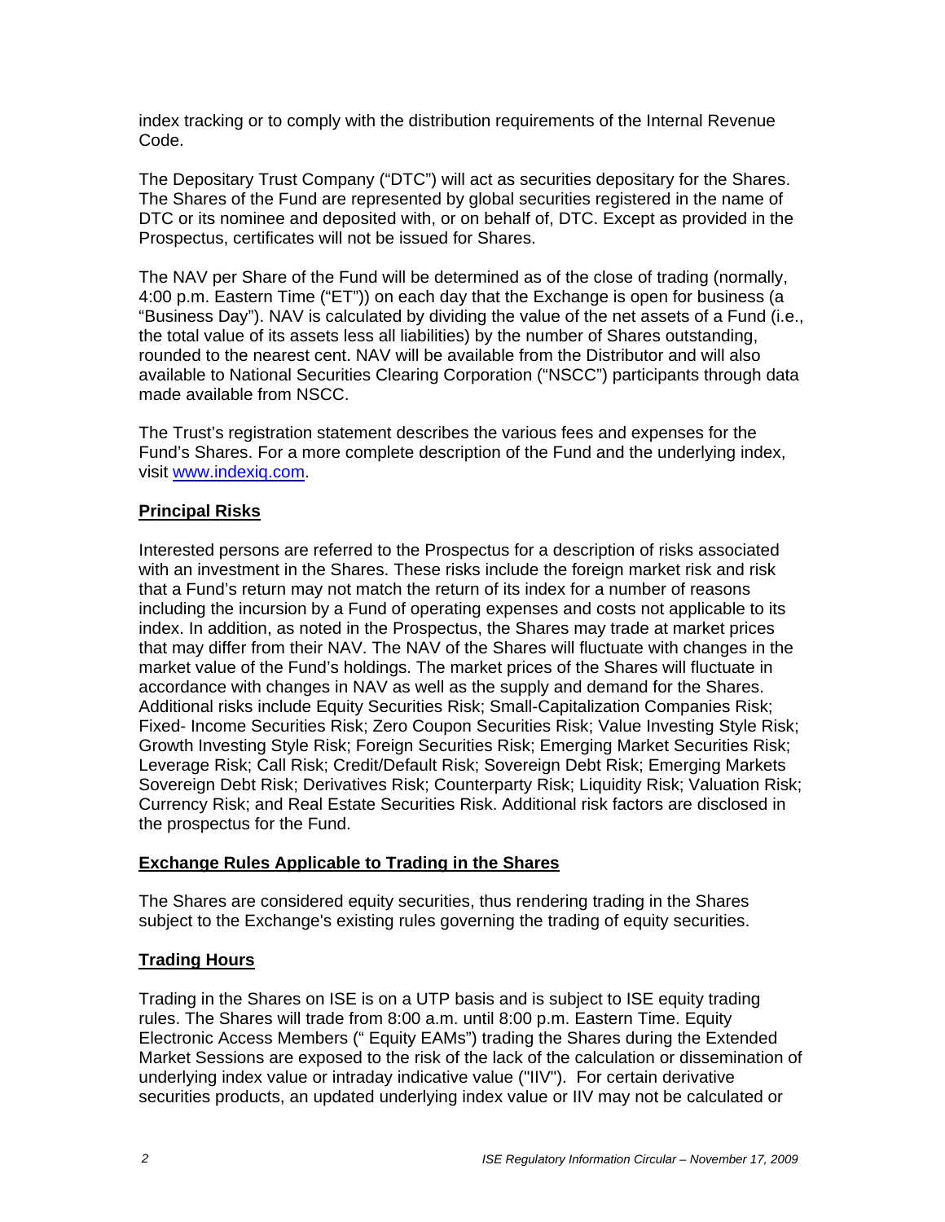index tracking or to comply with the distribution requirements of the Internal Revenue Code.

The Depositary Trust Company ("DTC") will act as securities depositary for the Shares. The Shares of the Fund are represented by global securities registered in the name of DTC or its nominee and deposited with, or on behalf of, DTC. Except as provided in the Prospectus, certificates will not be issued for Shares.

The NAV per Share of the Fund will be determined as of the close of trading (normally, 4:00 p.m. Eastern Time ("ET")) on each day that the Exchange is open for business (a "Business Day"). NAV is calculated by dividing the value of the net assets of a Fund (i.e., the total value of its assets less all liabilities) by the number of Shares outstanding, rounded to the nearest cent. NAV will be available from the Distributor and will also available to National Securities Clearing Corporation ("NSCC") participants through data made available from NSCC.

The Trust's registration statement describes the various fees and expenses for the Fund's Shares. For a more complete description of the Fund and the underlying index, visit www.indexiq.com.

## Principal Risks

Interested persons are referred to the Prospectus for a description of risks associated with an investment in the Shares. These risks include the foreign market risk and risk that a Fund's return may not match the return of its index for a number of reasons including the incursion by a Fund of operating expenses and costs not applicable to its index. In addition, as noted in the Prospectus, the Shares may trade at market prices that may differ from their NAV. The NAV of the Shares will fluctuate with changes in the market value of the Fund's holdings. The market prices of the Shares will fluctuate in accordance with changes in NAV as well as the supply and demand for the Shares. Additional risks include Equity Securities Risk; Small-Capitalization Companies Risk; Fixed- Income Securities Risk; Zero Coupon Securities Risk; Value Investing Style Risk; Growth Investing Style Risk; Foreign Securities Risk; Emerging Market Securities Risk; Leverage Risk; Call Risk; Credit/Default Risk; Sovereign Debt Risk; Emerging Markets Sovereign Debt Risk; Derivatives Risk; Counterparty Risk; Liquidity Risk; Valuation Risk; Currency Risk; and Real Estate Securities Risk. Additional risk factors are disclosed in the prospectus for the Fund.

## Exchange Rules Applicable to Trading in the Shares

The Shares are considered equity securities, thus rendering trading in the Shares subject to the Exchange's existing rules governing the trading of equity securities.

## Trading Hours

Trading in the Shares on ISE is on a UTP basis and is subject to ISE equity trading rules. The Shares will trade from 8:00 a.m. until 8:00 p.m. Eastern Time. Equity Electronic Access Members (" Equity EAMs") trading the Shares during the Extended Market Sessions are exposed to the risk of the lack of the calculation or dissemination of underlying index value or intraday indicative value ("IIV"). For certain derivative securities products, an updated underlying index value or IIV may not be calculated or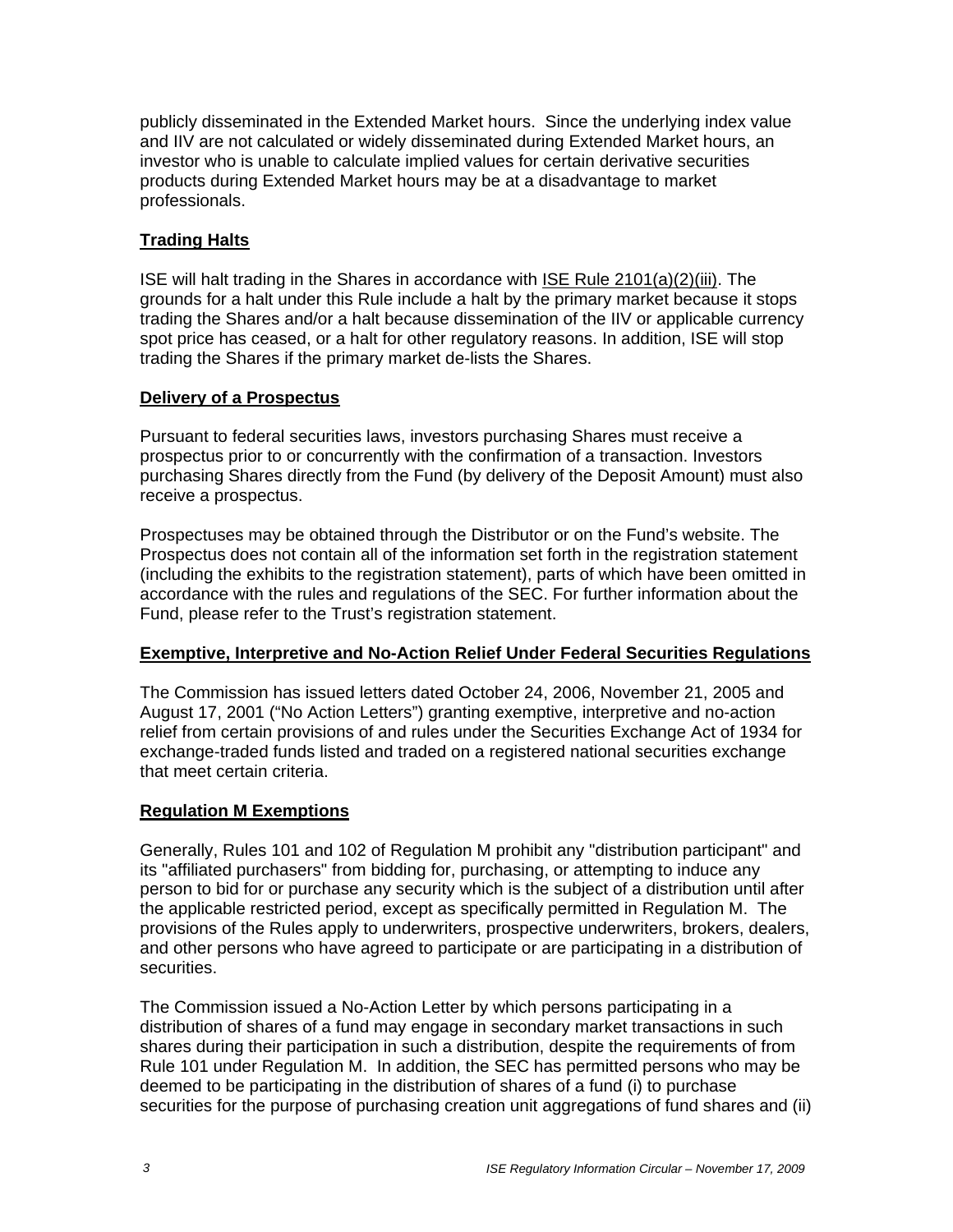publicly disseminated in the Extended Market hours. Since the underlying index value and IIV are not calculated or widely disseminated during Extended Market hours, an investor who is unable to calculate implied values for certain derivative securities products during Extended Market hours may be at a disadvantage to market professionals.

## Trading Halts

ISE will halt trading in the Shares in accordance with ISE Rule 2101(a)(2)(iii). The grounds for a halt under this Rule include a halt by the primary market because it stops trading the Shares and/or a halt because dissemination of the IIV or applicable currency spot price has ceased, or a halt for other regulatory reasons. In addition, ISE will stop trading the Shares if the primary market de-lists the Shares.

## Delivery of a Prospectus

Pursuant to federal securities laws, investors purchasing Shares must receive a prospectus prior to or concurrently with the confirmation of a transaction. Investors purchasing Shares directly from the Fund (by delivery of the Deposit Amount) must also receive a prospectus.

Prospectuses may be obtained through the Distributor or on the Fund's website. The Prospectus does not contain all of the information set forth in the registration statement (including the exhibits to the registration statement), parts of which have been omitted in accordance with the rules and regulations of the SEC. For further information about the Fund, please refer to the Trust's registration statement.

## Exemptive, Interpretive and No-Action Relief Under Federal Securities Regulations

The Commission has issued letters dated October 24, 2006, November 21, 2005 and August 17, 2001 ("No Action Letters") granting exemptive, interpretive and no-action relief from certain provisions of and rules under the Securities Exchange Act of 1934 for exchange-traded funds listed and traded on a registered national securities exchange that meet certain criteria.

## Regulation M Exemptions

Generally, Rules 101 and 102 of Regulation M prohibit any "distribution participant" and its "affiliated purchasers" from bidding for, purchasing, or attempting to induce any person to bid for or purchase any security which is the subject of a distribution until after the applicable restricted period, except as specifically permitted in Regulation M. The provisions of the Rules apply to underwriters, prospective underwriters, brokers, dealers, and other persons who have agreed to participate or are participating in a distribution of securities.

The Commission issued a No-Action Letter by which persons participating in a distribution of shares of a fund may engage in secondary market transactions in such shares during their participation in such a distribution, despite the requirements of from Rule 101 under Regulation M. In addition, the SEC has permitted persons who may be deemed to be participating in the distribution of shares of a fund (i) to purchase securities for the purpose of purchasing creation unit aggregations of fund shares and (ii)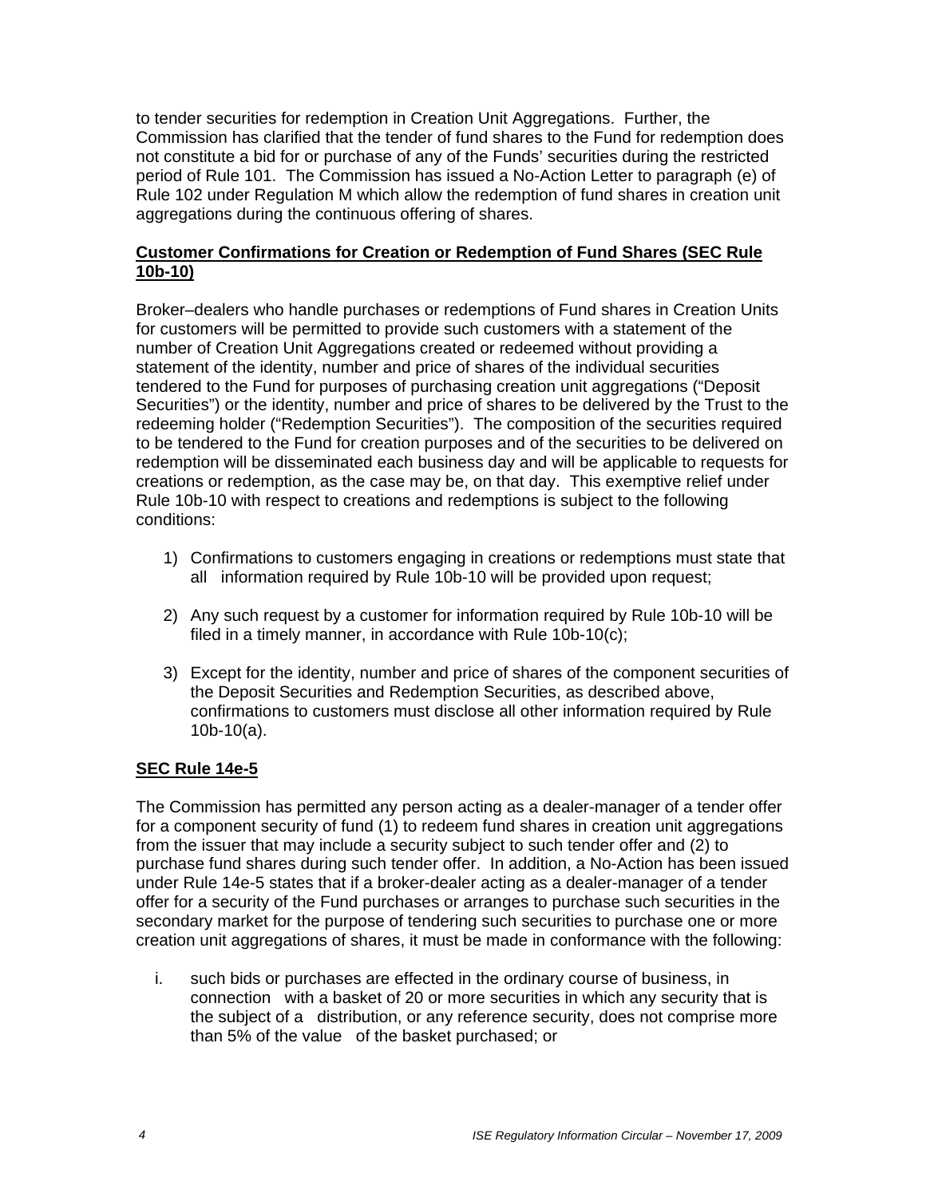to tender securities for redemption in Creation Unit Aggregations. Further, the Commission has clarified that the tender of fund shares to the Fund for redemption does not constitute a bid for or purchase of any of the Funds' securities during the restricted period of Rule 101. The Commission has issued a No-Action Letter to paragraph (e) of Rule 102 under Regulation M which allow the redemption of fund shares in creation unit aggregations during the continuous offering of shares.

**Customer Confirmations for Creation or Redemption of Fund Shares (SEC Rule 10b-10)**

Broker–dealers who handle purchases or redemptions of Fund shares in Creation Units for customers will be permitted to provide such customers with a statement of the number of Creation Unit Aggregations created or redeemed without providing a statement of the identity, number and price of shares of the individual securities tendered to the Fund for purposes of purchasing creation unit aggregations ("Deposit Securities") or the identity, number and price of shares to be delivered by the Trust to the redeeming holder ("Redemption Securities"). The composition of the securities required to be tendered to the Fund for creation purposes and of the securities to be delivered on redemption will be disseminated each business day and will be applicable to requests for creations or redemption, as the case may be, on that day. This exemptive relief under Rule 10b-10 with respect to creations and redemptions is subject to the following conditions:

1) Confirmations to customers engaging in creations or redemptions must state that all information required by Rule 10b-10 will be provided upon request;

2) Any such request by a customer for information required by Rule 10b-10 will be filed in a timely manner, in accordance with Rule 10b-10(c);

3) Except for the identity, number and price of shares of the component securities of the Deposit Securities and Redemption Securities, as described above, confirmations to customers must disclose all other information required by Rule 10b-10(a).

**SEC Rule 14e-5**

The Commission has permitted any person acting as a dealer-manager of a tender offer for a component security of fund (1) to redeem fund shares in creation unit aggregations from the issuer that may include a security subject to such tender offer and (2) to purchase fund shares during such tender offer. In addition, a No-Action has been issued under Rule 14e-5 states that if a broker-dealer acting as a dealer-manager of a tender offer for a security of the Fund purchases or arranges to purchase such securities in the secondary market for the purpose of tendering such securities to purchase one or more creation unit aggregations of shares, it must be made in conformance with the following:

i. such bids or purchases are effected in the ordinary course of business, in connection with a basket of 20 or more securities in which any security that is the subject of a distribution, or any reference security, does not comprise more than 5% of the value of the basket purchased; or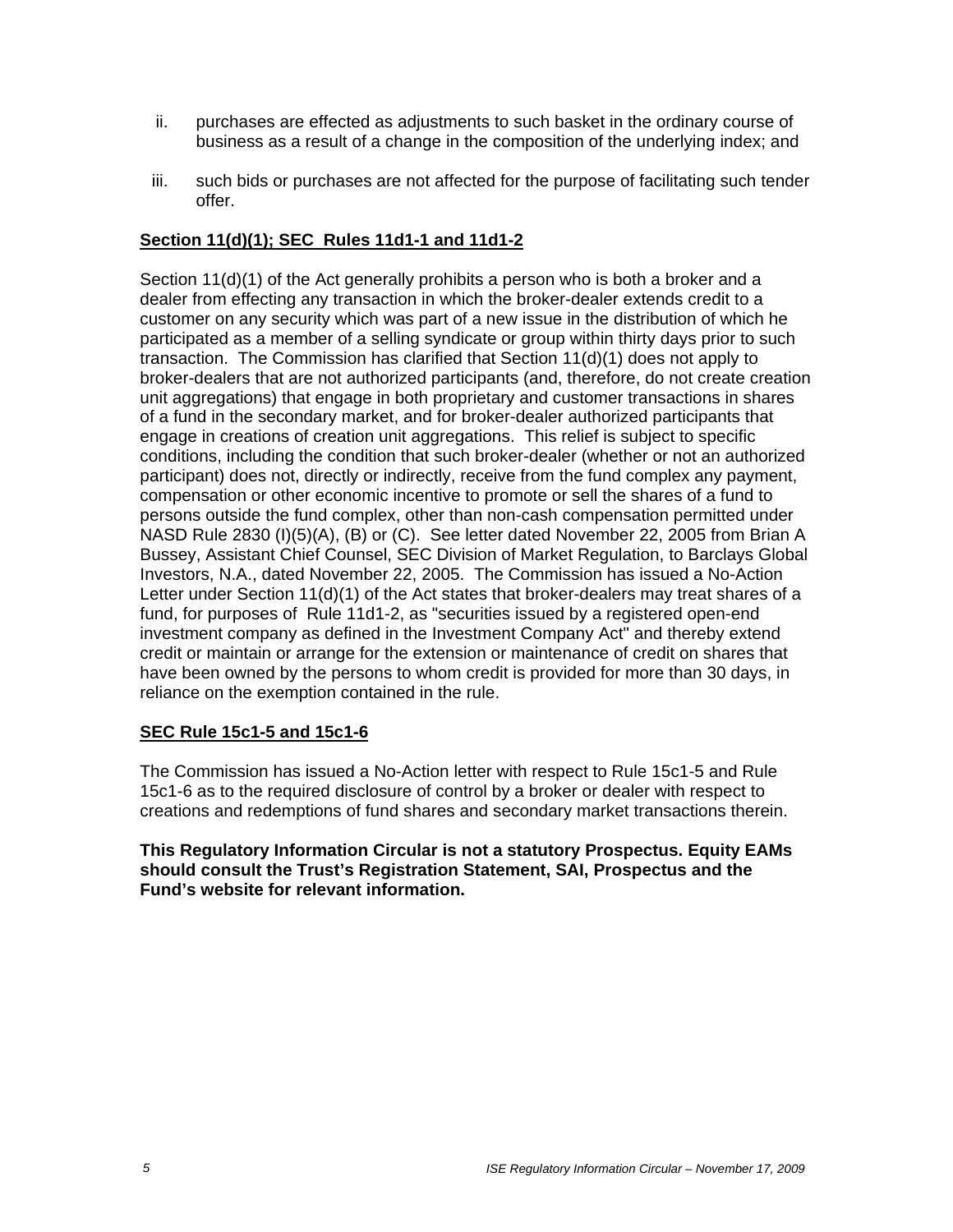ii. purchases are effected as adjustments to such basket in the ordinary course of business as a result of a change in the composition of the underlying index; and

iii. such bids or purchases are not affected for the purpose of facilitating such tender offer.

**Section 11(d)(1); SEC Rules 11d1-1 and 11d1-2**

Section 11(d)(1) of the Act generally prohibits a person who is both a broker and a dealer from effecting any transaction in which the broker-dealer extends credit to a customer on any security which was part of a new issue in the distribution of which he participated as a member of a selling syndicate or group within thirty days prior to such transaction. The Commission has clarified that Section 11(d)(1) does not apply to broker-dealers that are not authorized participants (and, therefore, do not create creation unit aggregations) that engage in both proprietary and customer transactions in shares of a fund in the secondary market, and for broker-dealer authorized participants that engage in creations of creation unit aggregations. This relief is subject to specific conditions, including the condition that such broker-dealer (whether or not an authorized participant) does not, directly or indirectly, receive from the fund complex any payment, compensation or other economic incentive to promote or sell the shares of a fund to persons outside the fund complex, other than non-cash compensation permitted under NASD Rule 2830 (I)(5)(A), (B) or (C). See letter dated November 22, 2005 from Brian A Bussey, Assistant Chief Counsel, SEC Division of Market Regulation, to Barclays Global Investors, N.A., dated November 22, 2005. The Commission has issued a No-Action Letter under Section 11(d)(1) of the Act states that broker-dealers may treat shares of a fund, for purposes of Rule 11d1-2, as "securities issued by a registered open-end investment company as defined in the Investment Company Act" and thereby extend credit or maintain or arrange for the extension or maintenance of credit on shares that have been owned by the persons to whom credit is provided for more than 30 days, in reliance on the exemption contained in the rule.

**SEC Rule 15c1-5 and 15c1-6**

The Commission has issued a No-Action letter with respect to Rule 15c1-5 and Rule 15c1-6 as to the required disclosure of control by a broker or dealer with respect to creations and redemptions of fund shares and secondary market transactions therein.

**This Regulatory Information Circular is not a statutory Prospectus. Equity EAMs should consult the Trust's Registration Statement, SAI, Prospectus and the Fund's website for relevant information.**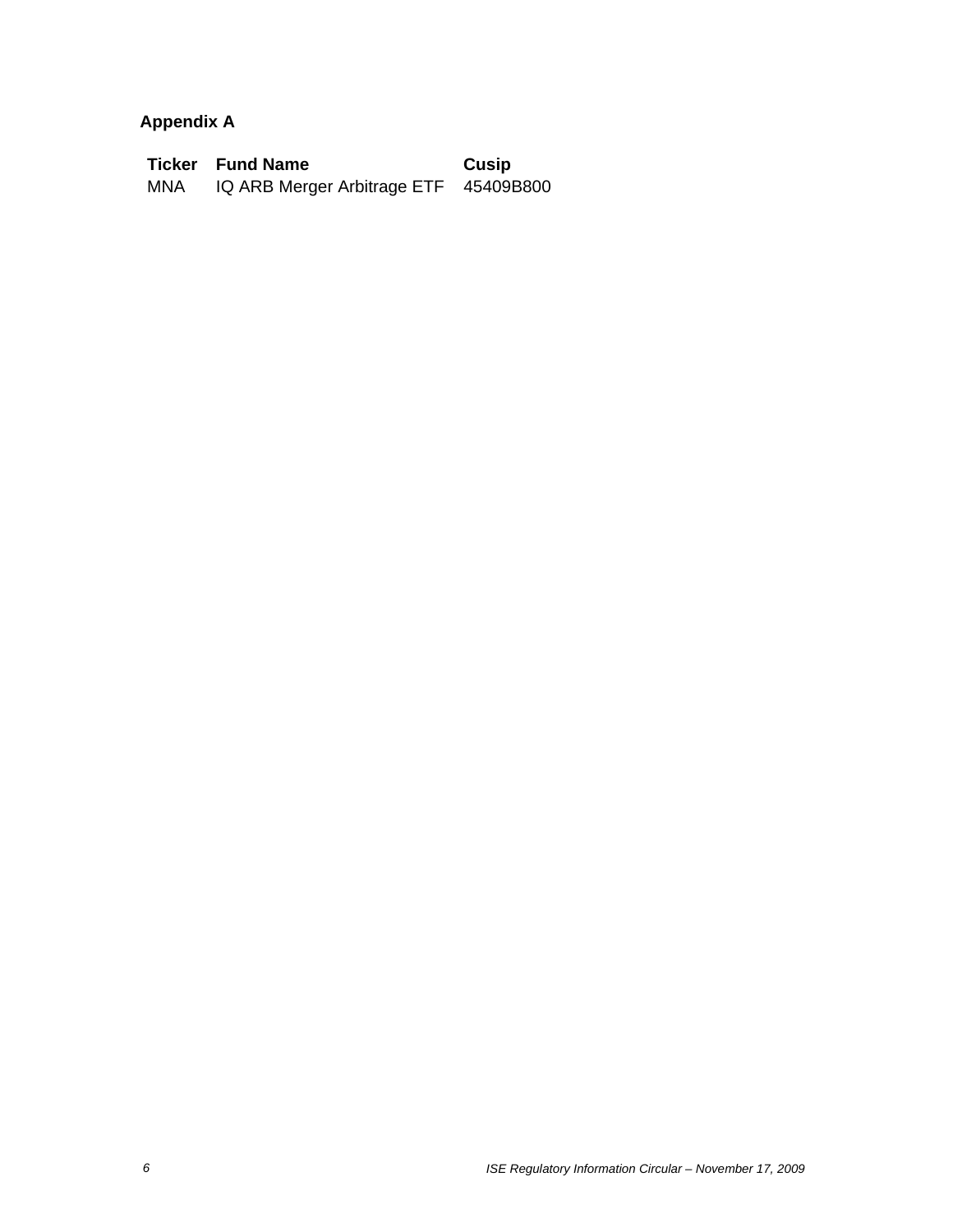**Appendix A**

| Ticker | Fund Name | Cusip |
| --- | --- | --- |
| MNA | IQ ARB Merger Arbitrage ETF | 45409B800 |